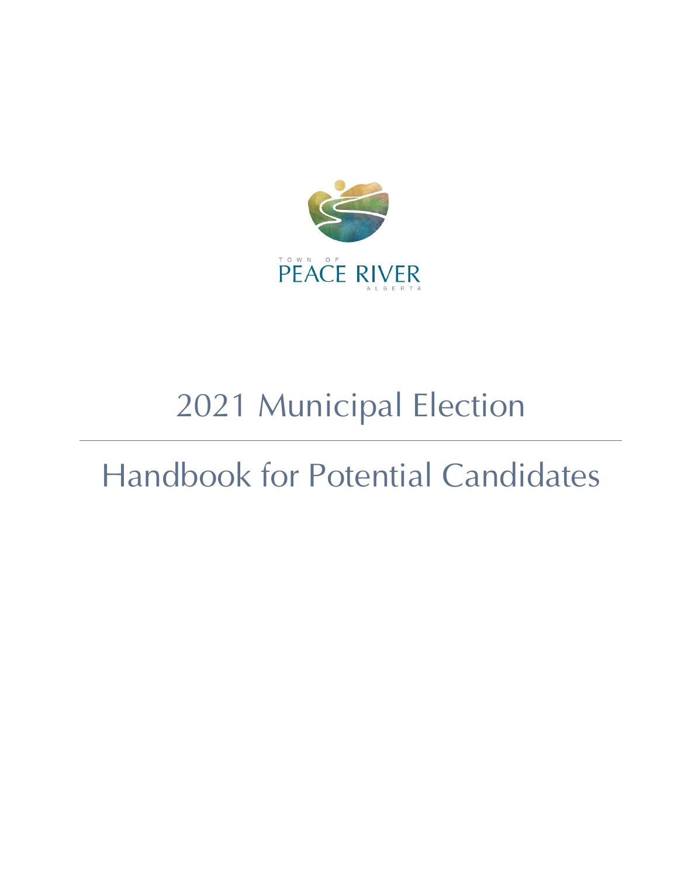TOWN OF

PEACE RIVER

ALBERTA

# 2021 Municipal Election

---

# Handbook for Potential Candidates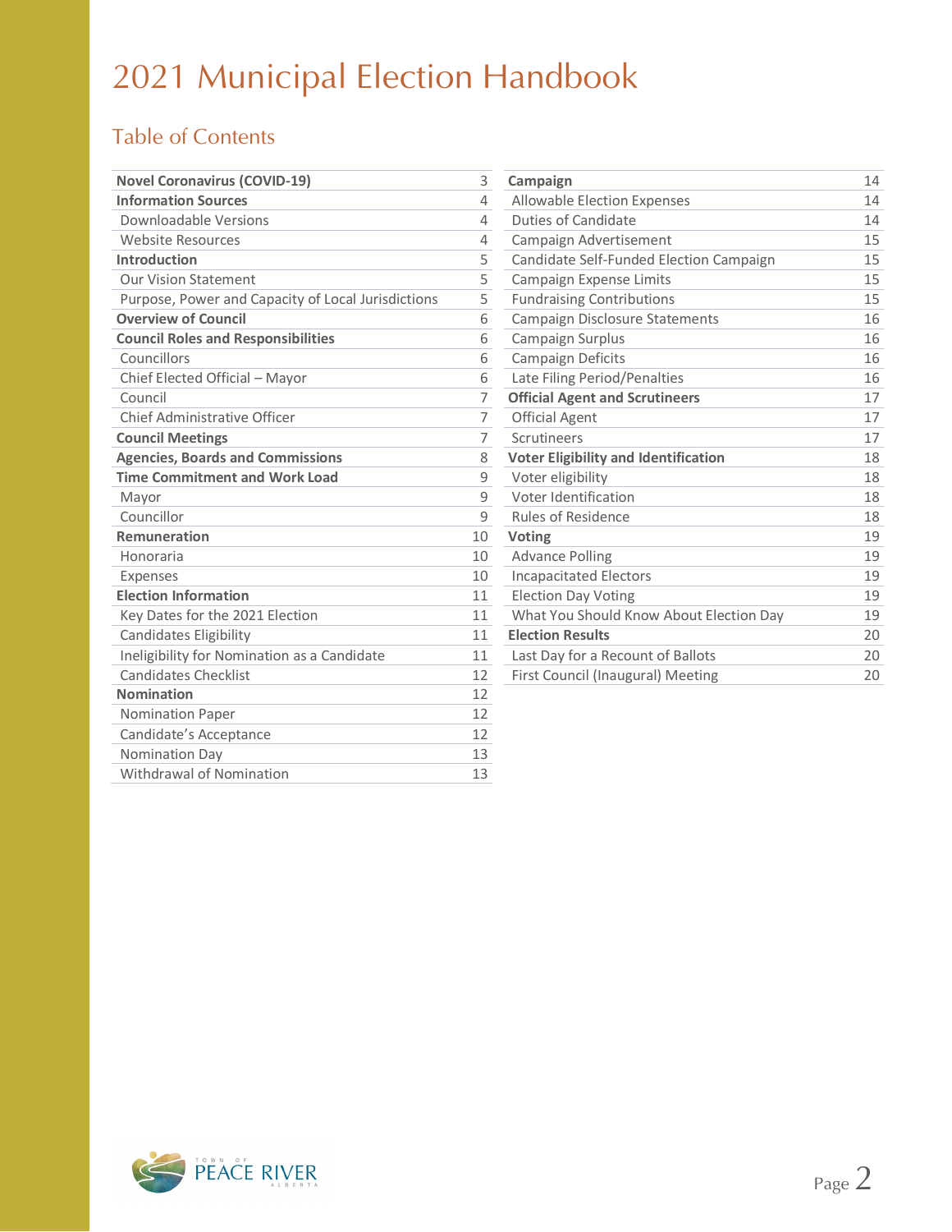# 2021 Municipal Election Handbook

## Table of Contents

| | |
|---|---|
| **Novel Coronavirus (COVID-19)** | 3 |
| **Information Sources** | 4 |
| Downloadable Versions | 4 |
| Website Resources | 4 |
| **Introduction** | 5 |
| Our Vision Statement | 5 |
| Purpose, Power and Capacity of Local Jurisdictions | 5 |
| **Overview of Council** | 6 |
| **Council Roles and Responsibilities** | 6 |
| Councillors | 6 |
| Chief Elected Official – Mayor | 6 |
| Council | 7 |
| Chief Administrative Officer | 7 |
| **Council Meetings** | 7 |
| **Agencies, Boards and Commissions** | 8 |
| **Time Commitment and Work Load** | 9 |
| Mayor | 9 |
| Councillor | 9 |
| **Remuneration** | 10 |
| Honoraria | 10 |
| Expenses | 10 |
| **Election Information** | 11 |
| Key Dates for the 2021 Election | 11 |
| Candidates Eligibility | 11 |
| Ineligibility for Nomination as a Candidate | 11 |
| Candidates Checklist | 12 |
| **Nomination** | 12 |
| Nomination Paper | 12 |
| Candidate's Acceptance | 12 |
| Nomination Day | 13 |
| Withdrawal of Nomination | 13 |
| **Campaign** | 14 |
| Allowable Election Expenses | 14 |
| Duties of Candidate | 14 |
| Campaign Advertisement | 15 |
| Candidate Self-Funded Election Campaign | 15 |
| Campaign Expense Limits | 15 |
| Fundraising Contributions | 15 |
| Campaign Disclosure Statements | 16 |
| Campaign Surplus | 16 |
| Campaign Deficits | 16 |
| Late Filing Period/Penalties | 16 |
| **Official Agent and Scrutineers** | 17 |
| Official Agent | 17 |
| Scrutineers | 17 |
| **Voter Eligibility and Identification** | 18 |
| Voter eligibility | 18 |
| Voter Identification | 18 |
| Rules of Residence | 18 |
| **Voting** | 19 |
| Advance Polling | 19 |
| Incapacitated Electors | 19 |
| Election Day Voting | 19 |
| What You Should Know About Election Day | 19 |
| **Election Results** | 20 |
| Last Day for a Recount of Ballots | 20 |
| First Council (Inaugural) Meeting | 20 |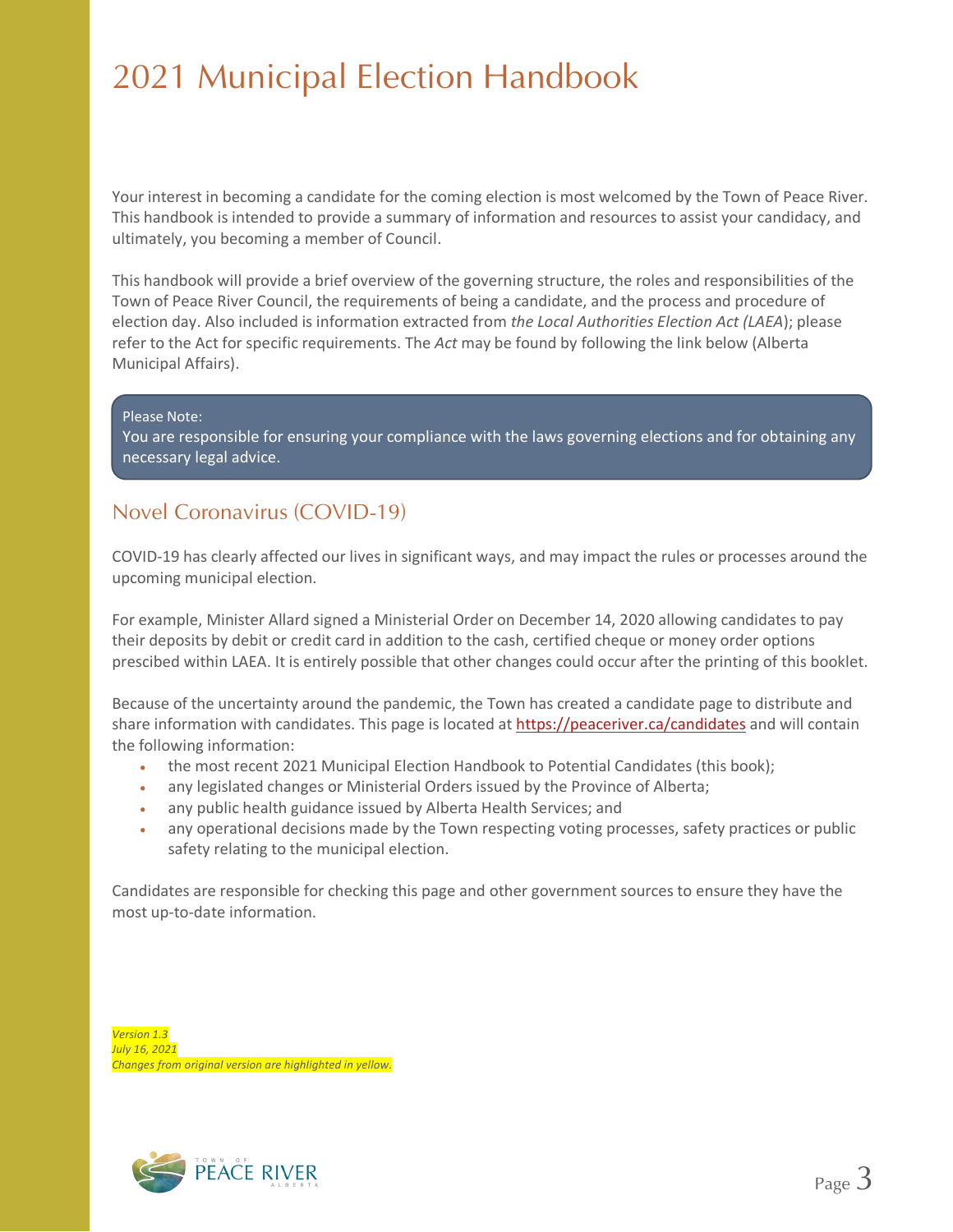# 2021 Municipal Election Handbook

Your interest in becoming a candidate for the coming election is most welcomed by the Town of Peace River. This handbook is intended to provide a summary of information and resources to assist your candidacy, and ultimately, you becoming a member of Council.

This handbook will provide a brief overview of the governing structure, the roles and responsibilities of the Town of Peace River Council, the requirements of being a candidate, and the process and procedure of election day. Also included is information extracted from *the Local Authorities Election Act (LAEA*); please refer to the Act for specific requirements. The *Act* may be found by following the link below (Alberta Municipal Affairs).

> Please Note:
> You are responsible for ensuring your compliance with the laws governing elections and for obtaining any necessary legal advice.

## Novel Coronavirus (COVID-19)

COVID-19 has clearly affected our lives in significant ways, and may impact the rules or processes around the upcoming municipal election.

For example, Minister Allard signed a Ministerial Order on December 14, 2020 allowing candidates to pay their deposits by debit or credit card in addition to the cash, certified cheque or money order options prescibed within LAEA. It is entirely possible that other changes could occur after the printing of this booklet.

Because of the uncertainty around the pandemic, the Town has created a candidate page to distribute and share information with candidates. This page is located at https://peaceriver.ca/candidates and will contain the following information:

- the most recent 2021 Municipal Election Handbook to Potential Candidates (this book);
- any legislated changes or Ministerial Orders issued by the Province of Alberta;
- any public health guidance issued by Alberta Health Services; and
- any operational decisions made by the Town respecting voting processes, safety practices or public safety relating to the municipal election.

Candidates are responsible for checking this page and other government sources to ensure they have the most up-to-date information.

*Version 1.3*
*July 16, 2021*
*Changes from original version are highlighted in yellow.*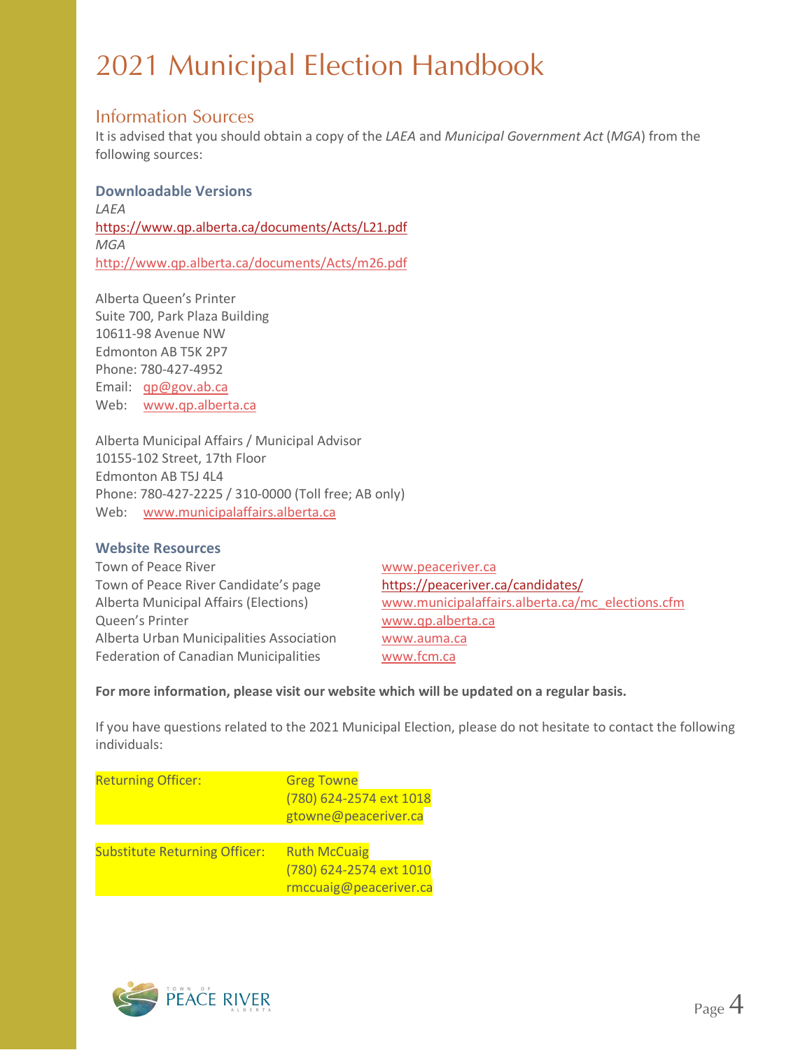# 2021 Municipal Election Handbook

## Information Sources

It is advised that you should obtain a copy of the *LAEA* and *Municipal Government Act* (*MGA*) from the following sources:

### Downloadable Versions

*LAEA*
https://www.qp.alberta.ca/documents/Acts/L21.pdf
*MGA*
http://www.qp.alberta.ca/documents/Acts/m26.pdf

Alberta Queen's Printer
Suite 700, Park Plaza Building
10611-98 Avenue NW
Edmonton AB T5K 2P7
Phone: 780-427-4952
Email: qp@gov.ab.ca
Web: www.qp.alberta.ca

Alberta Municipal Affairs / Municipal Advisor
10155-102 Street, 17th Floor
Edmonton AB T5J 4L4
Phone: 780-427-2225 / 310-0000 (Toll free; AB only)
Web: www.municipalaffairs.alberta.ca

### Website Resources

| | |
|---|---|
| Town of Peace River | www.peaceriver.ca |
| Town of Peace River Candidate's page | https://peaceriver.ca/candidates/ |
| Alberta Municipal Affairs (Elections) | www.municipalaffairs.alberta.ca/mc_elections.cfm |
| Queen's Printer | www.qp.alberta.ca |
| Alberta Urban Municipalities Association | www.auma.ca |
| Federation of Canadian Municipalities | www.fcm.ca |

**For more information, please visit our website which will be updated on a regular basis.**

If you have questions related to the 2021 Municipal Election, please do not hesitate to contact the following individuals:

| | |
|---|---|
| Returning Officer: | Greg Towne<br>(780) 624-2574 ext 1018<br>gtowne@peaceriver.ca |
| Substitute Returning Officer: | Ruth McCuaig<br>(780) 624-2574 ext 1010<br>rmccuaig@peaceriver.ca |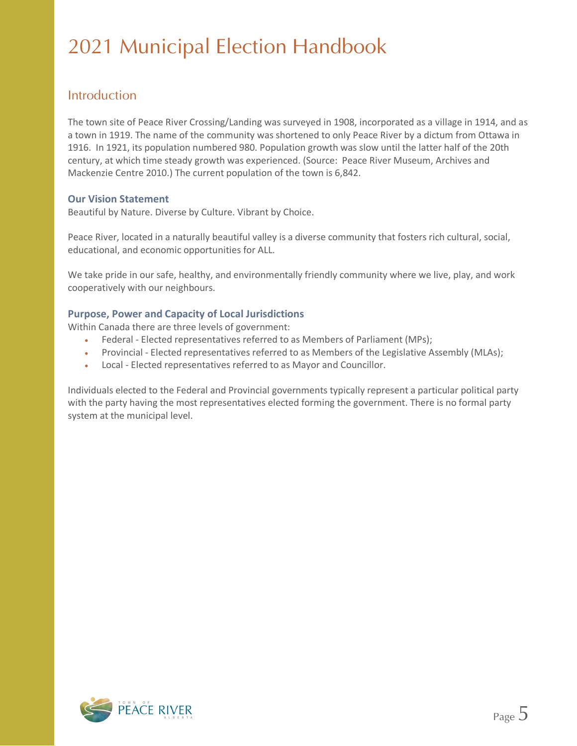# 2021 Municipal Election Handbook

## Introduction

The town site of Peace River Crossing/Landing was surveyed in 1908, incorporated as a village in 1914, and as a town in 1919. The name of the community was shortened to only Peace River by a dictum from Ottawa in 1916. In 1921, its population numbered 980. Population growth was slow until the latter half of the 20th century, at which time steady growth was experienced. (Source: Peace River Museum, Archives and Mackenzie Centre 2010.) The current population of the town is 6,842.

### Our Vision Statement

Beautiful by Nature. Diverse by Culture. Vibrant by Choice.

Peace River, located in a naturally beautiful valley is a diverse community that fosters rich cultural, social, educational, and economic opportunities for ALL.

We take pride in our safe, healthy, and environmentally friendly community where we live, play, and work cooperatively with our neighbours.

### Purpose, Power and Capacity of Local Jurisdictions

Within Canada there are three levels of government:

- Federal - Elected representatives referred to as Members of Parliament (MPs);
- Provincial - Elected representatives referred to as Members of the Legislative Assembly (MLAs);
- Local - Elected representatives referred to as Mayor and Councillor.

Individuals elected to the Federal and Provincial governments typically represent a particular political party with the party having the most representatives elected forming the government. There is no formal party system at the municipal level.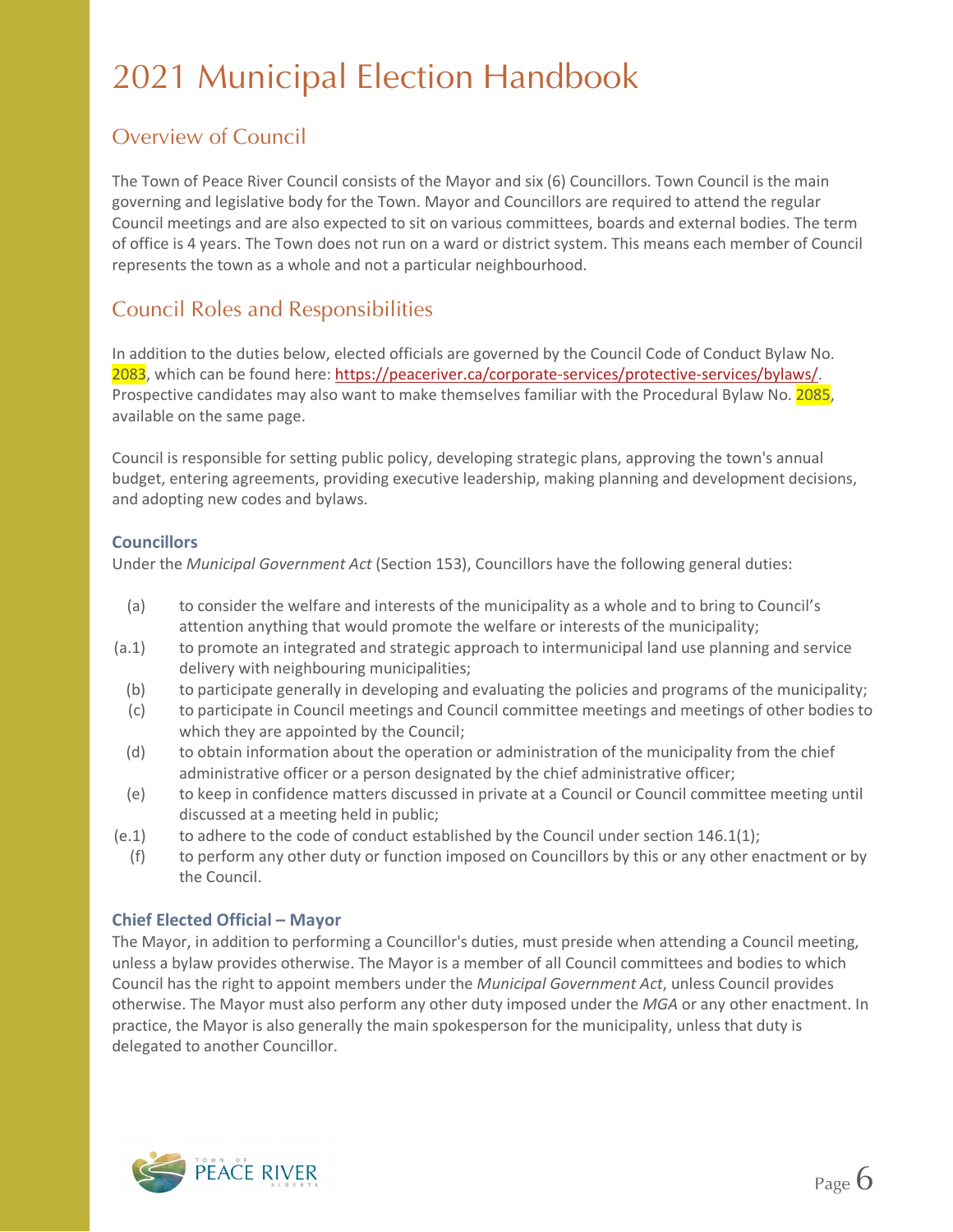# 2021 Municipal Election Handbook

## Overview of Council

The Town of Peace River Council consists of the Mayor and six (6) Councillors. Town Council is the main governing and legislative body for the Town. Mayor and Councillors are required to attend the regular Council meetings and are also expected to sit on various committees, boards and external bodies. The term of office is 4 years. The Town does not run on a ward or district system. This means each member of Council represents the town as a whole and not a particular neighbourhood.

## Council Roles and Responsibilities

In addition to the duties below, elected officials are governed by the Council Code of Conduct Bylaw No. 2083, which can be found here: https://peaceriver.ca/corporate-services/protective-services/bylaws/. Prospective candidates may also want to make themselves familiar with the Procedural Bylaw No. 2085, available on the same page.

Council is responsible for setting public policy, developing strategic plans, approving the town's annual budget, entering agreements, providing executive leadership, making planning and development decisions, and adopting new codes and bylaws.

### Councillors

Under the *Municipal Government Act* (Section 153), Councillors have the following general duties:

- (a) to consider the welfare and interests of the municipality as a whole and to bring to Council's attention anything that would promote the welfare or interests of the municipality;
- (a.1) to promote an integrated and strategic approach to intermunicipal land use planning and service delivery with neighbouring municipalities;
- (b) to participate generally in developing and evaluating the policies and programs of the municipality;
- (c) to participate in Council meetings and Council committee meetings and meetings of other bodies to which they are appointed by the Council;
- (d) to obtain information about the operation or administration of the municipality from the chief administrative officer or a person designated by the chief administrative officer;
- (e) to keep in confidence matters discussed in private at a Council or Council committee meeting until discussed at a meeting held in public;
- (e.1) to adhere to the code of conduct established by the Council under section 146.1(1);
- (f) to perform any other duty or function imposed on Councillors by this or any other enactment or by the Council.

### Chief Elected Official – Mayor

The Mayor, in addition to performing a Councillor's duties, must preside when attending a Council meeting, unless a bylaw provides otherwise. The Mayor is a member of all Council committees and bodies to which Council has the right to appoint members under the *Municipal Government Act*, unless Council provides otherwise. The Mayor must also perform any other duty imposed under the *MGA* or any other enactment. In practice, the Mayor is also generally the main spokesperson for the municipality, unless that duty is delegated to another Councillor.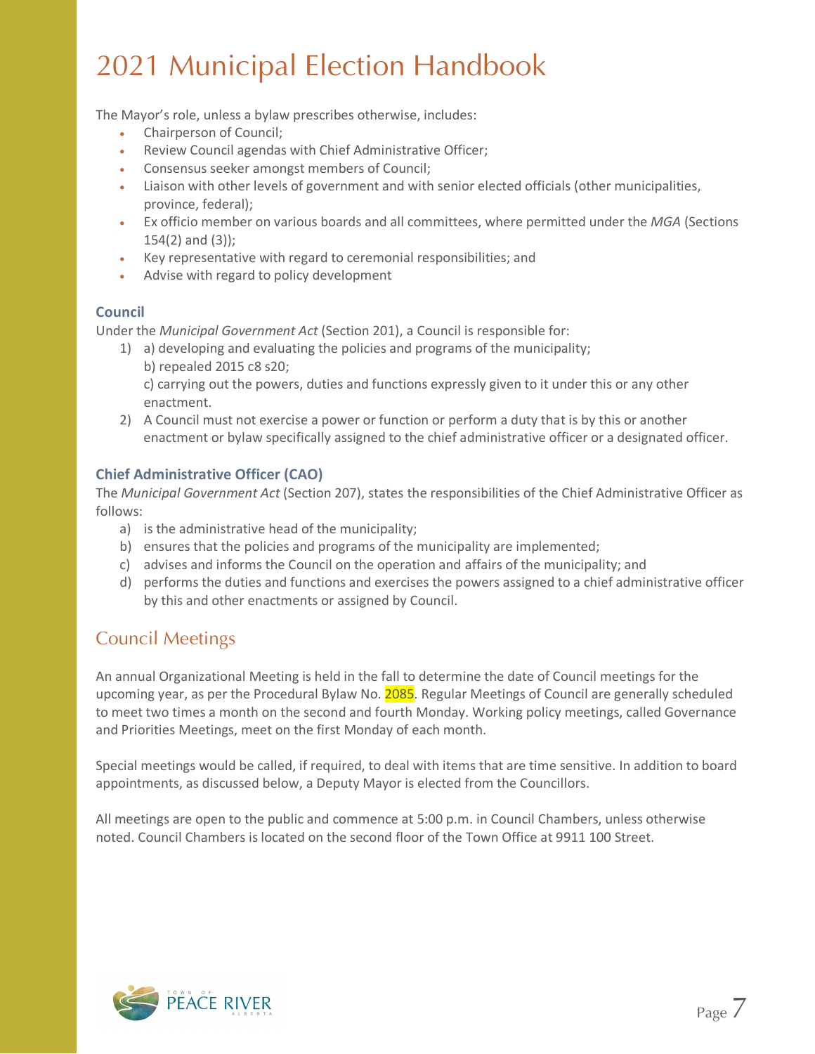The Mayor's role, unless a bylaw prescribes otherwise, includes:

- Chairperson of Council;
- Review Council agendas with Chief Administrative Officer;
- Consensus seeker amongst members of Council;
- Liaison with other levels of government and with senior elected officials (other municipalities, province, federal);
- Ex officio member on various boards and all committees, where permitted under the *MGA* (Sections 154(2) and (3));
- Key representative with regard to ceremonial responsibilities; and
- Advise with regard to policy development

### Council

Under the *Municipal Government Act* (Section 201), a Council is responsible for:

1) a) developing and evaluating the policies and programs of the municipality;
   b) repealed 2015 c8 s20;
   c) carrying out the powers, duties and functions expressly given to it under this or any other enactment.
2) A Council must not exercise a power or function or perform a duty that is by this or another enactment or bylaw specifically assigned to the chief administrative officer or a designated officer.

### Chief Administrative Officer (CAO)

The *Municipal Government Act* (Section 207), states the responsibilities of the Chief Administrative Officer as follows:

a) is the administrative head of the municipality;
b) ensures that the policies and programs of the municipality are implemented;
c) advises and informs the Council on the operation and affairs of the municipality; and
d) performs the duties and functions and exercises the powers assigned to a chief administrative officer by this and other enactments or assigned by Council.

## Council Meetings

An annual Organizational Meeting is held in the fall to determine the date of Council meetings for the upcoming year, as per the Procedural Bylaw No. 2085. Regular Meetings of Council are generally scheduled to meet two times a month on the second and fourth Monday. Working policy meetings, called Governance and Priorities Meetings, meet on the first Monday of each month.

Special meetings would be called, if required, to deal with items that are time sensitive. In addition to board appointments, as discussed below, a Deputy Mayor is elected from the Councillors.

All meetings are open to the public and commence at 5:00 p.m. in Council Chambers, unless otherwise noted. Council Chambers is located on the second floor of the Town Office at 9911 100 Street.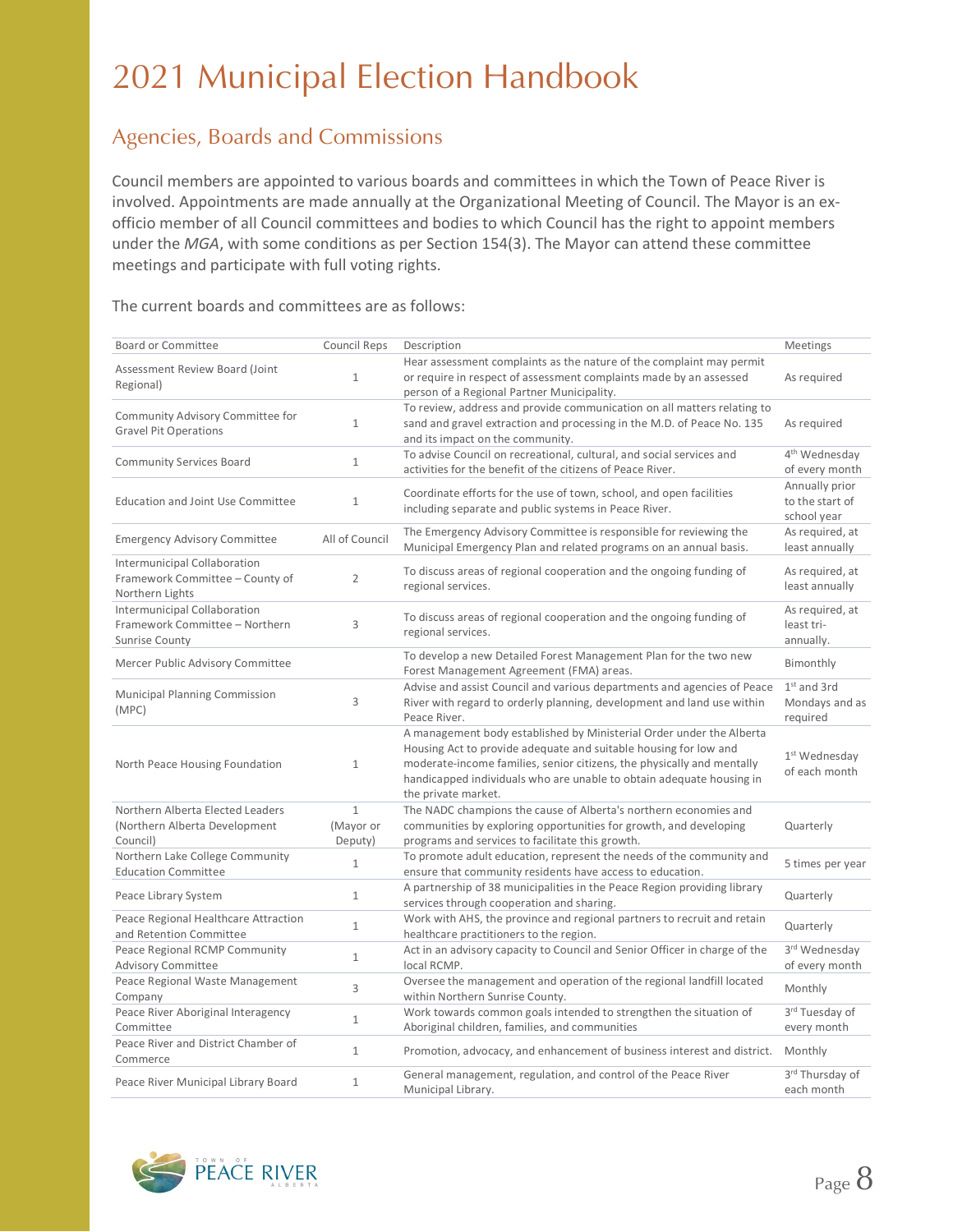// Page 8 text: heading, intro prose, committee table. Footer and page number omitted per rules.
# 2021 Municipal Election Handbook

## Agencies, Boards and Commissions

Council members are appointed to various boards and committees in which the Town of Peace River is involved. Appointments are made annually at the Organizational Meeting of Council. The Mayor is an ex-officio member of all Council committees and bodies to which Council has the right to appoint members under the *MGA*, with some conditions as per Section 154(3). The Mayor can attend these committee meetings and participate with full voting rights.

The current boards and committees are as follows:

| Board or Committee | Council Reps | Description | Meetings |
|---|---|---|---|
| Assessment Review Board (Joint Regional) | 1 | Hear assessment complaints as the nature of the complaint may permit or require in respect of assessment complaints made by an assessed person of a Regional Partner Municipality. | As required |
| Community Advisory Committee for Gravel Pit Operations | 1 | To review, address and provide communication on all matters relating to sand and gravel extraction and processing in the M.D. of Peace No. 135 and its impact on the community. | As required |
| Community Services Board | 1 | To advise Council on recreational, cultural, and social services and activities for the benefit of the citizens of Peace River. | 4th Wednesday of every month |
| Education and Joint Use Committee | 1 | Coordinate efforts for the use of town, school, and open facilities including separate and public systems in Peace River. | Annually prior to the start of school year |
| Emergency Advisory Committee | All of Council | The Emergency Advisory Committee is responsible for reviewing the Municipal Emergency Plan and related programs on an annual basis. | As required, at least annually |
| Intermunicipal Collaboration Framework Committee – County of Northern Lights | 2 | To discuss areas of regional cooperation and the ongoing funding of regional services. | As required, at least annually |
| Intermunicipal Collaboration Framework Committee – Northern Sunrise County | 3 | To discuss areas of regional cooperation and the ongoing funding of regional services. | As required, at least tri-annually. |
| Mercer Public Advisory Committee | | To develop a new Detailed Forest Management Plan for the two new Forest Management Agreement (FMA) areas. | Bimonthly |
| Municipal Planning Commission (MPC) | 3 | Advise and assist Council and various departments and agencies of Peace River with regard to orderly planning, development and land use within Peace River. | 1st and 3rd Mondays and as required |
| North Peace Housing Foundation | 1 | A management body established by Ministerial Order under the Alberta Housing Act to provide adequate and suitable housing for low and moderate-income families, senior citizens, the physically and mentally handicapped individuals who are unable to obtain adequate housing in the private market. | 1st Wednesday of each month |
| Northern Alberta Elected Leaders (Northern Alberta Development Council) | 1 (Mayor or Deputy) | The NADC champions the cause of Alberta's northern economies and communities by exploring opportunities for growth, and developing programs and services to facilitate this growth. | Quarterly |
| Northern Lake College Community Education Committee | 1 | To promote adult education, represent the needs of the community and ensure that community residents have access to education. | 5 times per year |
| Peace Library System | 1 | A partnership of 38 municipalities in the Peace Region providing library services through cooperation and sharing. | Quarterly |
| Peace Regional Healthcare Attraction and Retention Committee | 1 | Work with AHS, the province and regional partners to recruit and retain healthcare practitioners to the region. | Quarterly |
| Peace Regional RCMP Community Advisory Committee | 1 | Act in an advisory capacity to Council and Senior Officer in charge of the local RCMP. | 3rd Wednesday of every month |
| Peace Regional Waste Management Company | 3 | Oversee the management and operation of the regional landfill located within Northern Sunrise County. | Monthly |
| Peace River Aboriginal Interagency Committee | 1 | Work towards common goals intended to strengthen the situation of Aboriginal children, families, and communities | 3rd Tuesday of every month |
| Peace River and District Chamber of Commerce | 1 | Promotion, advocacy, and enhancement of business interest and district. | Monthly |
| Peace River Municipal Library Board | 1 | General management, regulation, and control of the Peace River Municipal Library. | 3rd Thursday of each month |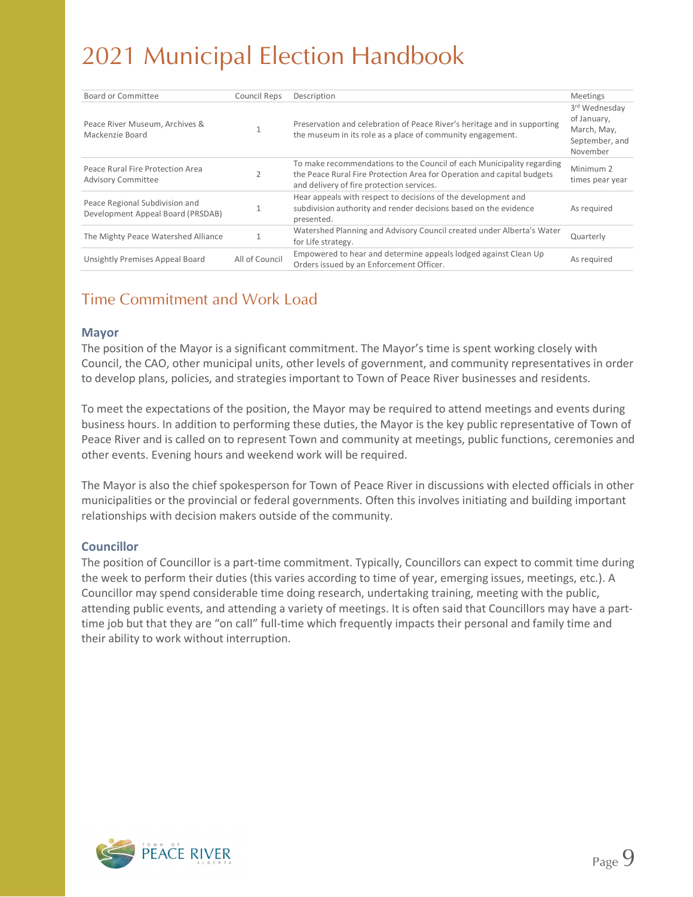# 2021 Municipal Election Handbook

| Board or Committee | Council Reps | Description | Meetings |
|---|---|---|---|
| Peace River Museum, Archives & Mackenzie Board | 1 | Preservation and celebration of Peace River's heritage and in supporting the museum in its role as a place of community engagement. | 3rd Wednesday of January, March, May, September, and November |
| Peace Rural Fire Protection Area Advisory Committee | 2 | To make recommendations to the Council of each Municipality regarding the Peace Rural Fire Protection Area for Operation and capital budgets and delivery of fire protection services. | Minimum 2 times pear year |
| Peace Regional Subdivision and Development Appeal Board (PRSDAB) | 1 | Hear appeals with respect to decisions of the development and subdivision authority and render decisions based on the evidence presented. | As required |
| The Mighty Peace Watershed Alliance | 1 | Watershed Planning and Advisory Council created under Alberta's Water for Life strategy. | Quarterly |
| Unsightly Premises Appeal Board | All of Council | Empowered to hear and determine appeals lodged against Clean Up Orders issued by an Enforcement Officer. | As required |

## Time Commitment and Work Load

### Mayor

The position of the Mayor is a significant commitment. The Mayor's time is spent working closely with Council, the CAO, other municipal units, other levels of government, and community representatives in order to develop plans, policies, and strategies important to Town of Peace River businesses and residents.

To meet the expectations of the position, the Mayor may be required to attend meetings and events during business hours. In addition to performing these duties, the Mayor is the key public representative of Town of Peace River and is called on to represent Town and community at meetings, public functions, ceremonies and other events. Evening hours and weekend work will be required.

The Mayor is also the chief spokesperson for Town of Peace River in discussions with elected officials in other municipalities or the provincial or federal governments. Often this involves initiating and building important relationships with decision makers outside of the community.

### Councillor

The position of Councillor is a part-time commitment. Typically, Councillors can expect to commit time during the week to perform their duties (this varies according to time of year, emerging issues, meetings, etc.). A Councillor may spend considerable time doing research, undertaking training, meeting with the public, attending public events, and attending a variety of meetings. It is often said that Councillors may have a part-time job but that they are "on call" full-time which frequently impacts their personal and family time and their ability to work without interruption.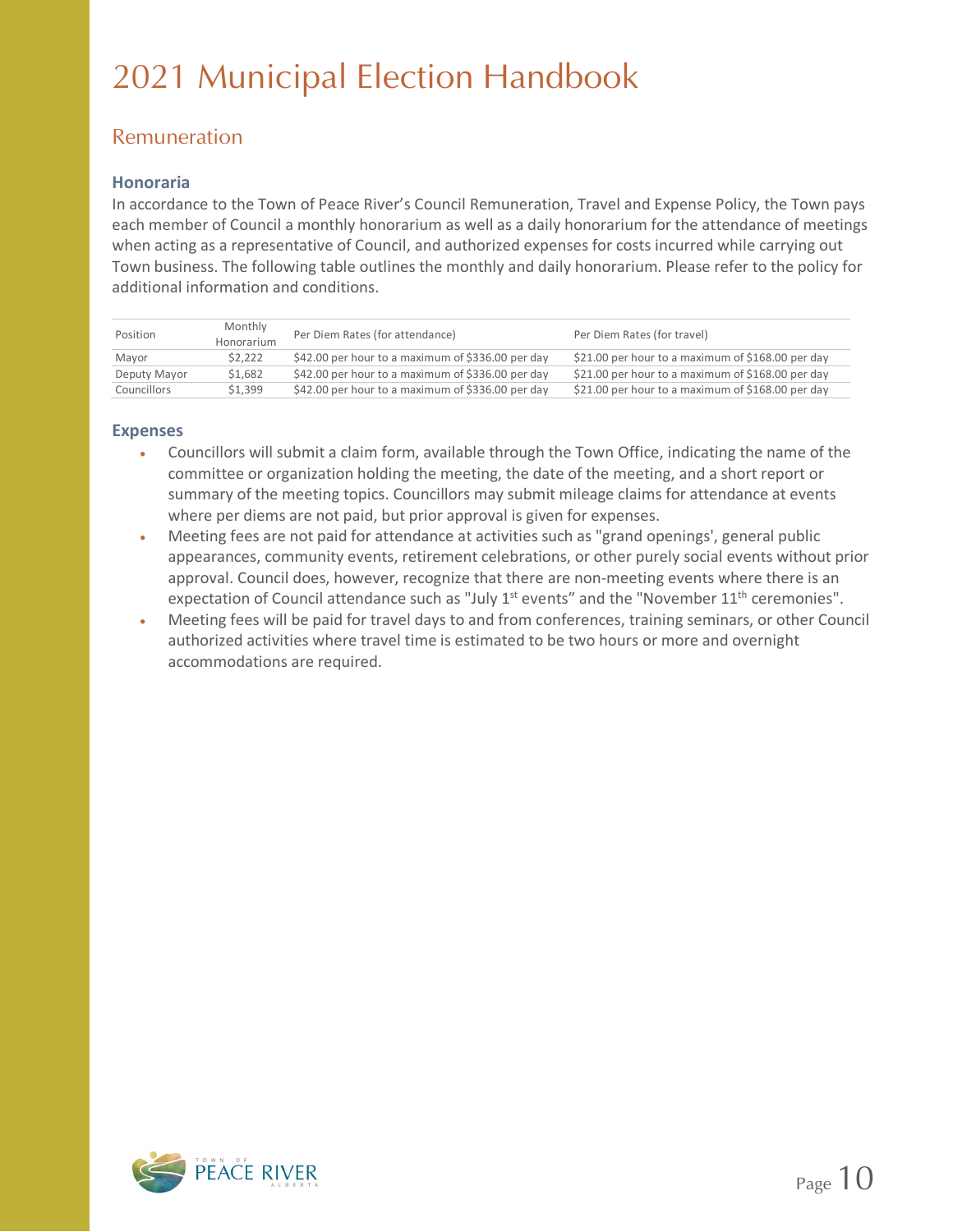# 2021 Municipal Election Handbook

## Remuneration

### Honoraria

In accordance to the Town of Peace River's Council Remuneration, Travel and Expense Policy, the Town pays each member of Council a monthly honorarium as well as a daily honorarium for the attendance of meetings when acting as a representative of Council, and authorized expenses for costs incurred while carrying out Town business. The following table outlines the monthly and daily honorarium. Please refer to the policy for additional information and conditions.

| Position | Monthly Honorarium | Per Diem Rates (for attendance) | Per Diem Rates (for travel) |
|---|---|---|---|
| Mayor | $2,222 | $42.00 per hour to a maximum of $336.00 per day | $21.00 per hour to a maximum of $168.00 per day |
| Deputy Mayor | $1,682 | $42.00 per hour to a maximum of $336.00 per day | $21.00 per hour to a maximum of $168.00 per day |
| Councillors | $1,399 | $42.00 per hour to a maximum of $336.00 per day | $21.00 per hour to a maximum of $168.00 per day |

### Expenses

- Councillors will submit a claim form, available through the Town Office, indicating the name of the committee or organization holding the meeting, the date of the meeting, and a short report or summary of the meeting topics. Councillors may submit mileage claims for attendance at events where per diems are not paid, but prior approval is given for expenses.
- Meeting fees are not paid for attendance at activities such as "grand openings', general public appearances, community events, retirement celebrations, or other purely social events without prior approval. Council does, however, recognize that there are non-meeting events where there is an expectation of Council attendance such as "July 1st events" and the "November 11th ceremonies".
- Meeting fees will be paid for travel days to and from conferences, training seminars, or other Council authorized activities where travel time is estimated to be two hours or more and overnight accommodations are required.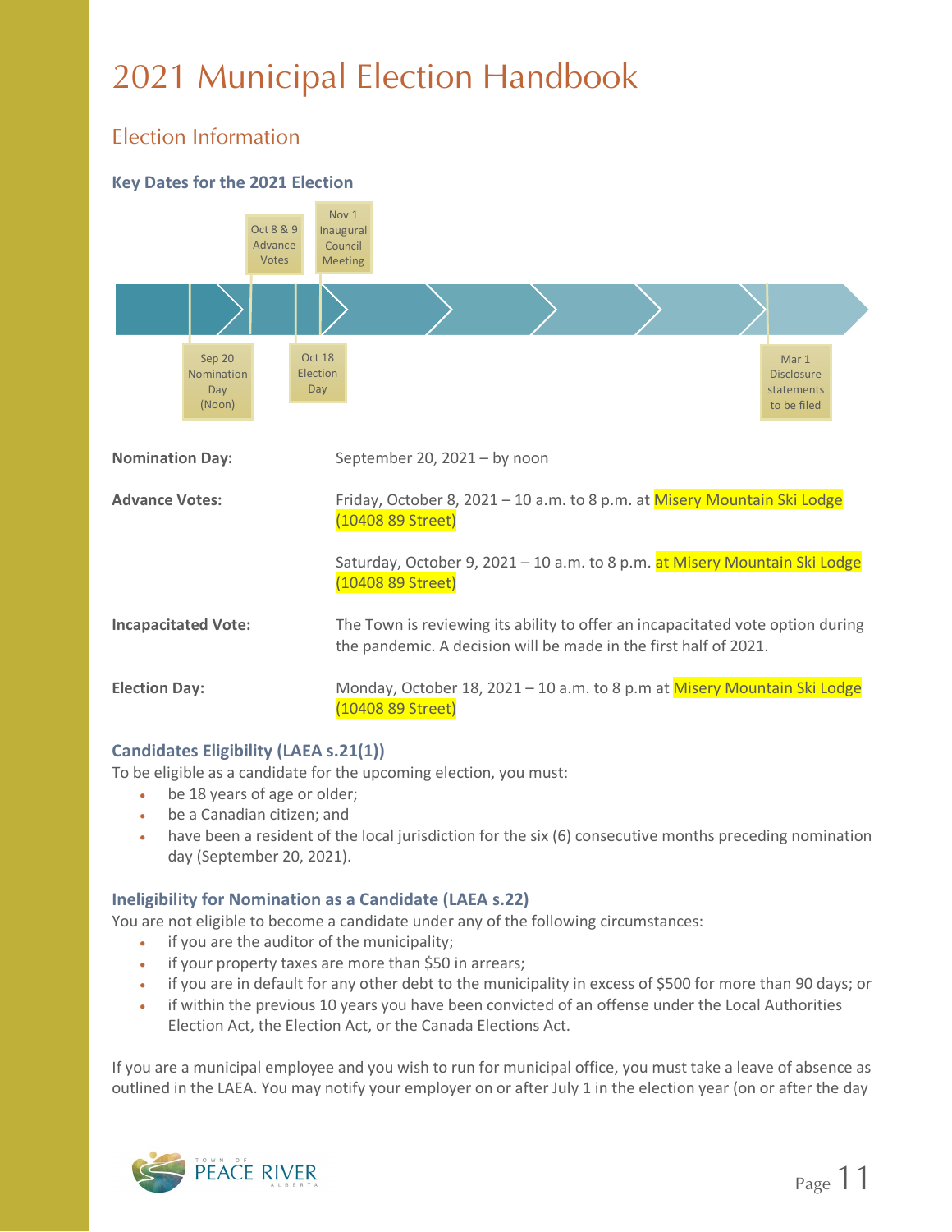# 2021 Municipal Election Handbook

## Election Information

### Key Dates for the 2021 Election

Sep 20 Nomination Day (Noon)

Oct 8 & 9 Advance Votes

Oct 18 Election Day

Nov 1 Inaugural Council Meeting

Mar 1 Disclosure statements to be filed

| | |
|---|---|
| **Nomination Day:** | September 20, 2021 – by noon |
| **Advance Votes:** | Friday, October 8, 2021 – 10 a.m. to 8 p.m. at Misery Mountain Ski Lodge (10408 89 Street) |
| | Saturday, October 9, 2021 – 10 a.m. to 8 p.m. at Misery Mountain Ski Lodge (10408 89 Street) |
| **Incapacitated Vote:** | The Town is reviewing its ability to offer an incapacitated vote option during the pandemic. A decision will be made in the first half of 2021. |
| **Election Day:** | Monday, October 18, 2021 – 10 a.m. to 8 p.m at Misery Mountain Ski Lodge (10408 89 Street) |

### Candidates Eligibility (LAEA s.21(1))

To be eligible as a candidate for the upcoming election, you must:

- be 18 years of age or older;
- be a Canadian citizen; and
- have been a resident of the local jurisdiction for the six (6) consecutive months preceding nomination day (September 20, 2021).

### Ineligibility for Nomination as a Candidate (LAEA s.22)

You are not eligible to become a candidate under any of the following circumstances:

- if you are the auditor of the municipality;
- if your property taxes are more than $50 in arrears;
- if you are in default for any other debt to the municipality in excess of $500 for more than 90 days; or
- if within the previous 10 years you have been convicted of an offense under the Local Authorities Election Act, the Election Act, or the Canada Elections Act.

If you are a municipal employee and you wish to run for municipal office, you must take a leave of absence as outlined in the LAEA. You may notify your employer on or after July 1 in the election year (on or after the day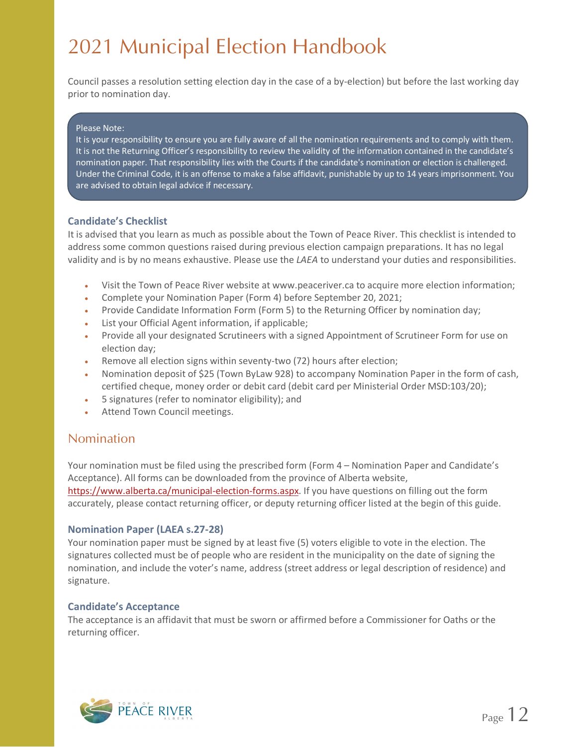Council passes a resolution setting election day in the case of a by-election) but before the last working day prior to nomination day.

> Please Note:
> It is your responsibility to ensure you are fully aware of all the nomination requirements and to comply with them. It is not the Returning Officer's responsibility to review the validity of the information contained in the candidate's nomination paper. That responsibility lies with the Courts if the candidate's nomination or election is challenged. Under the Criminal Code, it is an offense to make a false affidavit, punishable by up to 14 years imprisonment. You are advised to obtain legal advice if necessary.

### Candidate's Checklist

It is advised that you learn as much as possible about the Town of Peace River. This checklist is intended to address some common questions raised during previous election campaign preparations. It has no legal validity and is by no means exhaustive. Please use the *LAEA* to understand your duties and responsibilities.

- Visit the Town of Peace River website at www.peaceriver.ca to acquire more election information;
- Complete your Nomination Paper (Form 4) before September 20, 2021;
- Provide Candidate Information Form (Form 5) to the Returning Officer by nomination day;
- List your Official Agent information, if applicable;
- Provide all your designated Scrutineers with a signed Appointment of Scrutineer Form for use on election day;
- Remove all election signs within seventy-two (72) hours after election;
- Nomination deposit of $25 (Town ByLaw 928) to accompany Nomination Paper in the form of cash, certified cheque, money order or debit card (debit card per Ministerial Order MSD:103/20);
- 5 signatures (refer to nominator eligibility); and
- Attend Town Council meetings.

## Nomination

Your nomination must be filed using the prescribed form (Form 4 – Nomination Paper and Candidate's Acceptance). All forms can be downloaded from the province of Alberta website, https://www.alberta.ca/municipal-election-forms.aspx. If you have questions on filling out the form accurately, please contact returning officer, or deputy returning officer listed at the begin of this guide.

### Nomination Paper (LAEA s.27-28)

Your nomination paper must be signed by at least five (5) voters eligible to vote in the election. The signatures collected must be of people who are resident in the municipality on the date of signing the nomination, and include the voter's name, address (street address or legal description of residence) and signature.

### Candidate's Acceptance

The acceptance is an affidavit that must be sworn or affirmed before a Commissioner for Oaths or the returning officer.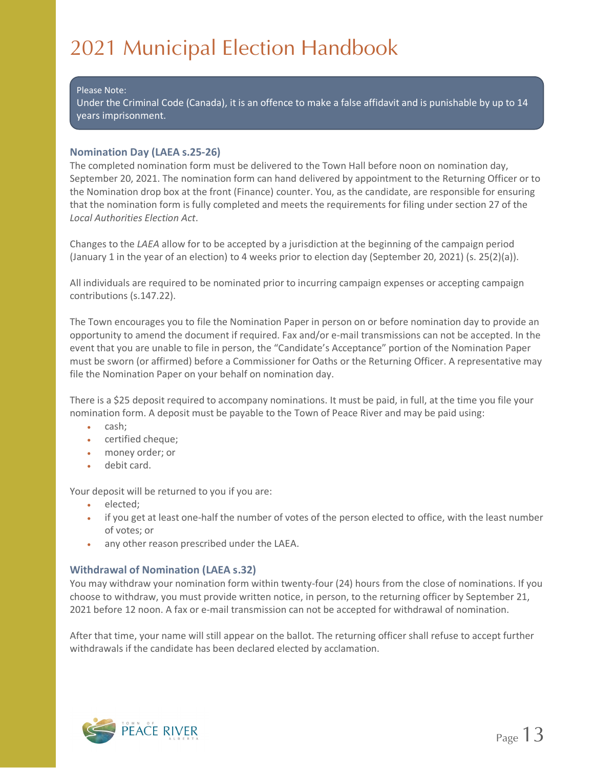# 2021 Municipal Election Handbook

> Please Note:
> Under the Criminal Code (Canada), it is an offence to make a false affidavit and is punishable by up to 14 years imprisonment.

### Nomination Day (LAEA s.25-26)

The completed nomination form must be delivered to the Town Hall before noon on nomination day, September 20, 2021. The nomination form can hand delivered by appointment to the Returning Officer or to the Nomination drop box at the front (Finance) counter. You, as the candidate, are responsible for ensuring that the nomination form is fully completed and meets the requirements for filing under section 27 of the *Local Authorities Election Act*.

Changes to the *LAEA* allow for to be accepted by a jurisdiction at the beginning of the campaign period (January 1 in the year of an election) to 4 weeks prior to election day (September 20, 2021) (s. 25(2)(a)).

All individuals are required to be nominated prior to incurring campaign expenses or accepting campaign contributions (s.147.22).

The Town encourages you to file the Nomination Paper in person on or before nomination day to provide an opportunity to amend the document if required. Fax and/or e-mail transmissions can not be accepted. In the event that you are unable to file in person, the "Candidate's Acceptance" portion of the Nomination Paper must be sworn (or affirmed) before a Commissioner for Oaths or the Returning Officer. A representative may file the Nomination Paper on your behalf on nomination day.

There is a $25 deposit required to accompany nominations. It must be paid, in full, at the time you file your nomination form. A deposit must be payable to the Town of Peace River and may be paid using:

- cash;
- certified cheque;
- money order; or
- debit card.

Your deposit will be returned to you if you are:

- elected;
- if you get at least one-half the number of votes of the person elected to office, with the least number of votes; or
- any other reason prescribed under the LAEA.

### Withdrawal of Nomination (LAEA s.32)

You may withdraw your nomination form within twenty-four (24) hours from the close of nominations. If you choose to withdraw, you must provide written notice, in person, to the returning officer by September 21, 2021 before 12 noon. A fax or e-mail transmission can not be accepted for withdrawal of nomination.

After that time, your name will still appear on the ballot. The returning officer shall refuse to accept further withdrawals if the candidate has been declared elected by acclamation.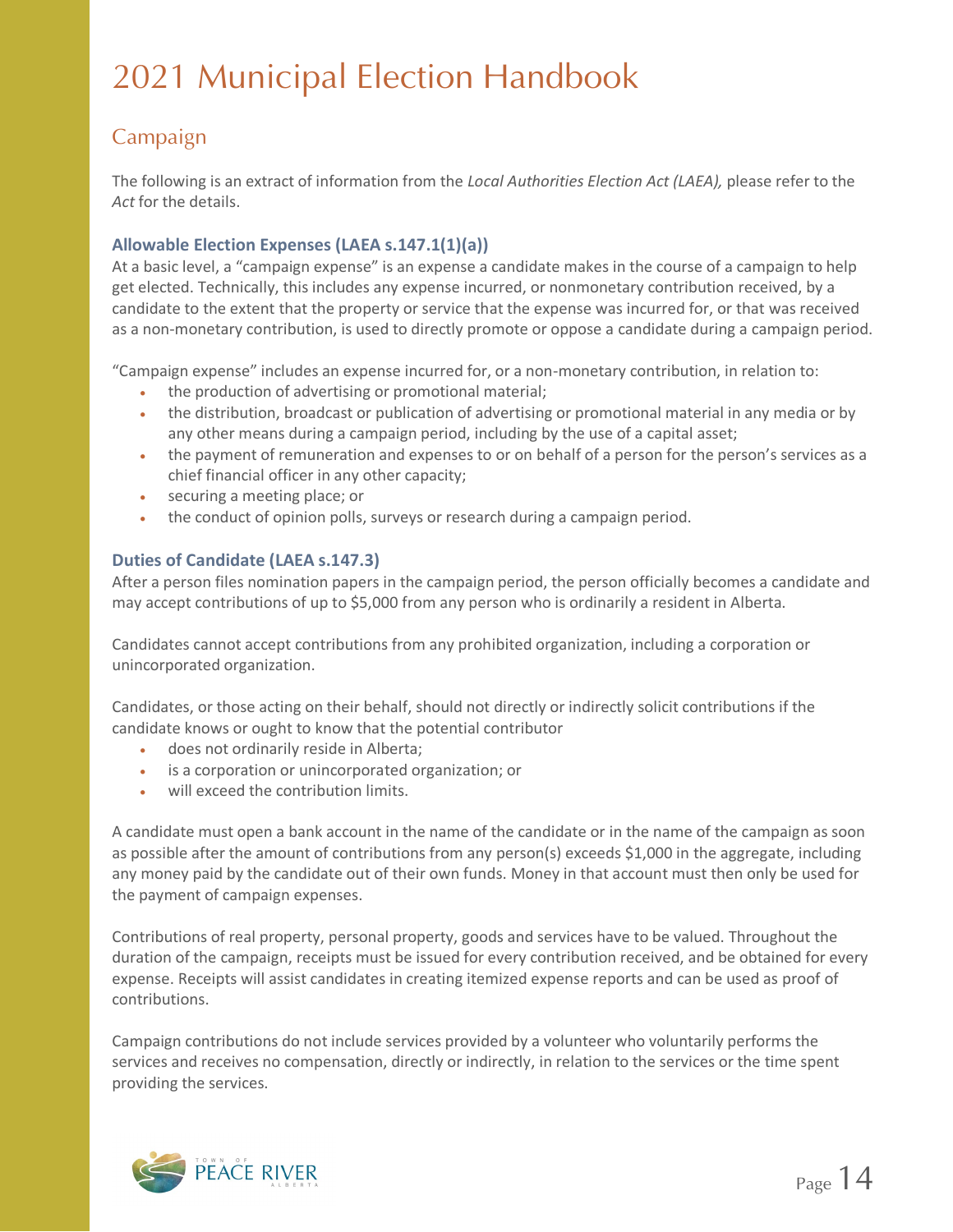# 2021 Municipal Election Handbook

## Campaign

The following is an extract of information from the *Local Authorities Election Act (LAEA),* please refer to the *Act* for the details.

### Allowable Election Expenses (LAEA s.147.1(1)(a))

At a basic level, a "campaign expense" is an expense a candidate makes in the course of a campaign to help get elected. Technically, this includes any expense incurred, or nonmonetary contribution received, by a candidate to the extent that the property or service that the expense was incurred for, or that was received as a non-monetary contribution, is used to directly promote or oppose a candidate during a campaign period.

"Campaign expense" includes an expense incurred for, or a non-monetary contribution, in relation to:

- the production of advertising or promotional material;
- the distribution, broadcast or publication of advertising or promotional material in any media or by any other means during a campaign period, including by the use of a capital asset;
- the payment of remuneration and expenses to or on behalf of a person for the person's services as a chief financial officer in any other capacity;
- securing a meeting place; or
- the conduct of opinion polls, surveys or research during a campaign period.

### Duties of Candidate (LAEA s.147.3)

After a person files nomination papers in the campaign period, the person officially becomes a candidate and may accept contributions of up to $5,000 from any person who is ordinarily a resident in Alberta.

Candidates cannot accept contributions from any prohibited organization, including a corporation or unincorporated organization.

Candidates, or those acting on their behalf, should not directly or indirectly solicit contributions if the candidate knows or ought to know that the potential contributor

- does not ordinarily reside in Alberta;
- is a corporation or unincorporated organization; or
- will exceed the contribution limits.

A candidate must open a bank account in the name of the candidate or in the name of the campaign as soon as possible after the amount of contributions from any person(s) exceeds $1,000 in the aggregate, including any money paid by the candidate out of their own funds. Money in that account must then only be used for the payment of campaign expenses.

Contributions of real property, personal property, goods and services have to be valued. Throughout the duration of the campaign, receipts must be issued for every contribution received, and be obtained for every expense. Receipts will assist candidates in creating itemized expense reports and can be used as proof of contributions.

Campaign contributions do not include services provided by a volunteer who voluntarily performs the services and receives no compensation, directly or indirectly, in relation to the services or the time spent providing the services.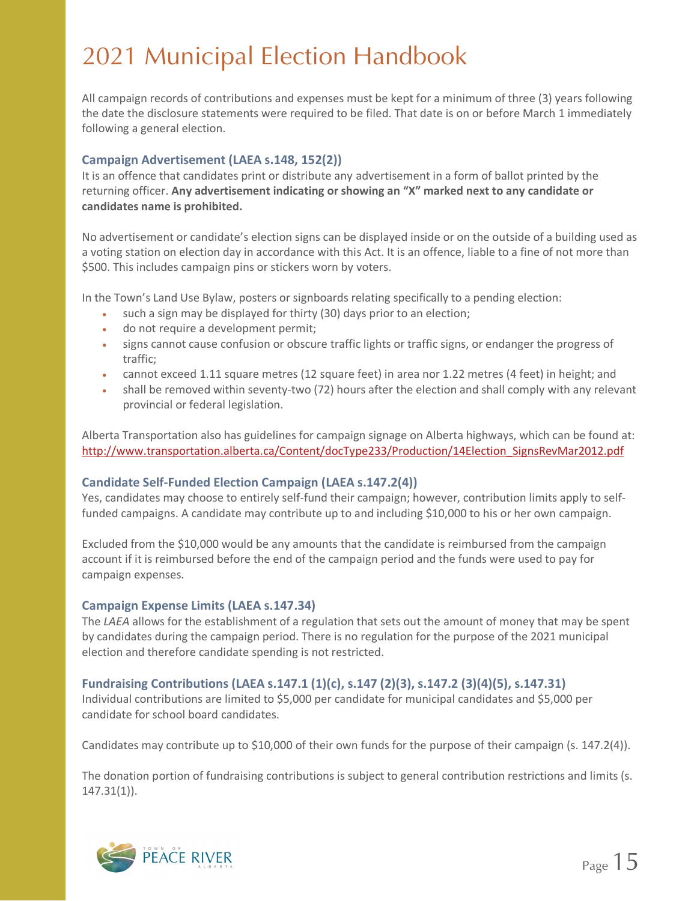All campaign records of contributions and expenses must be kept for a minimum of three (3) years following the date the disclosure statements were required to be filed. That date is on or before March 1 immediately following a general election.

### Campaign Advertisement (LAEA s.148, 152(2))

It is an offence that candidates print or distribute any advertisement in a form of ballot printed by the returning officer. **Any advertisement indicating or showing an "X" marked next to any candidate or candidates name is prohibited.**

No advertisement or candidate's election signs can be displayed inside or on the outside of a building used as a voting station on election day in accordance with this Act. It is an offence, liable to a fine of not more than $500. This includes campaign pins or stickers worn by voters.

In the Town's Land Use Bylaw, posters or signboards relating specifically to a pending election:

- such a sign may be displayed for thirty (30) days prior to an election;
- do not require a development permit;
- signs cannot cause confusion or obscure traffic lights or traffic signs, or endanger the progress of traffic;
- cannot exceed 1.11 square metres (12 square feet) in area nor 1.22 metres (4 feet) in height; and
- shall be removed within seventy-two (72) hours after the election and shall comply with any relevant provincial or federal legislation.

Alberta Transportation also has guidelines for campaign signage on Alberta highways, which can be found at: [http://www.transportation.alberta.ca/Content/docType233/Production/14Election_SignsRevMar2012.pdf](http://www.transportation.alberta.ca/Content/docType233/Production/14Election_SignsRevMar2012.pdf)

### Candidate Self-Funded Election Campaign (LAEA s.147.2(4))

Yes, candidates may choose to entirely self-fund their campaign; however, contribution limits apply to self-funded campaigns. A candidate may contribute up to and including $10,000 to his or her own campaign.

Excluded from the $10,000 would be any amounts that the candidate is reimbursed from the campaign account if it is reimbursed before the end of the campaign period and the funds were used to pay for campaign expenses.

### Campaign Expense Limits (LAEA s.147.34)

The *LAEA* allows for the establishment of a regulation that sets out the amount of money that may be spent by candidates during the campaign period. There is no regulation for the purpose of the 2021 municipal election and therefore candidate spending is not restricted.

### Fundraising Contributions (LAEA s.147.1 (1)(c), s.147 (2)(3), s.147.2 (3)(4)(5), s.147.31)

Individual contributions are limited to $5,000 per candidate for municipal candidates and $5,000 per candidate for school board candidates.

Candidates may contribute up to $10,000 of their own funds for the purpose of their campaign (s. 147.2(4)).

The donation portion of fundraising contributions is subject to general contribution restrictions and limits (s. 147.31(1)).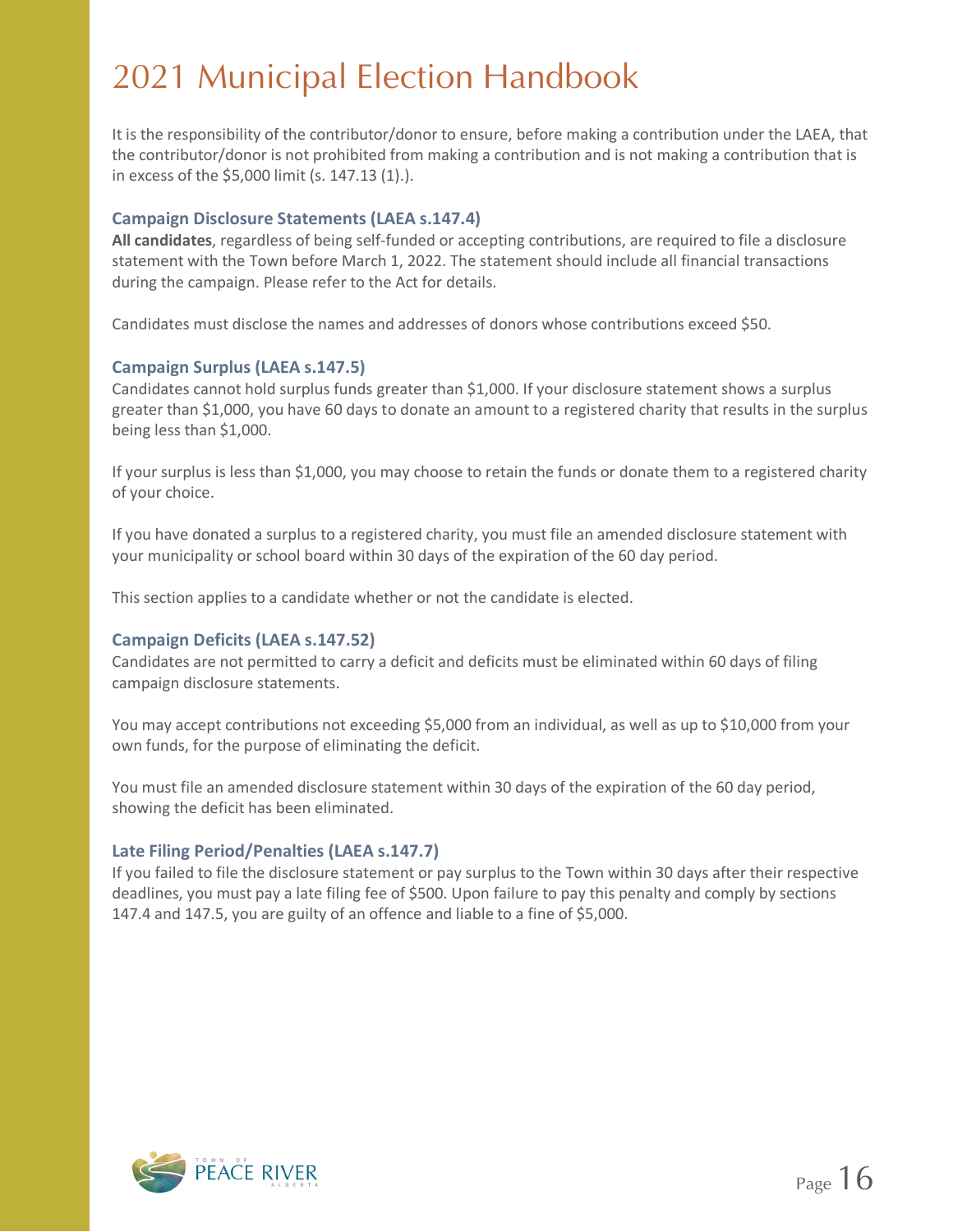It is the responsibility of the contributor/donor to ensure, before making a contribution under the LAEA, that the contributor/donor is not prohibited from making a contribution and is not making a contribution that is in excess of the $5,000 limit (s. 147.13 (1).).

### Campaign Disclosure Statements (LAEA s.147.4)

**All candidates**, regardless of being self-funded or accepting contributions, are required to file a disclosure statement with the Town before March 1, 2022. The statement should include all financial transactions during the campaign. Please refer to the Act for details.

Candidates must disclose the names and addresses of donors whose contributions exceed $50.

### Campaign Surplus (LAEA s.147.5)

Candidates cannot hold surplus funds greater than $1,000. If your disclosure statement shows a surplus greater than $1,000, you have 60 days to donate an amount to a registered charity that results in the surplus being less than $1,000.

If your surplus is less than $1,000, you may choose to retain the funds or donate them to a registered charity of your choice.

If you have donated a surplus to a registered charity, you must file an amended disclosure statement with your municipality or school board within 30 days of the expiration of the 60 day period.

This section applies to a candidate whether or not the candidate is elected.

### Campaign Deficits (LAEA s.147.52)

Candidates are not permitted to carry a deficit and deficits must be eliminated within 60 days of filing campaign disclosure statements.

You may accept contributions not exceeding $5,000 from an individual, as well as up to $10,000 from your own funds, for the purpose of eliminating the deficit.

You must file an amended disclosure statement within 30 days of the expiration of the 60 day period, showing the deficit has been eliminated.

### Late Filing Period/Penalties (LAEA s.147.7)

If you failed to file the disclosure statement or pay surplus to the Town within 30 days after their respective deadlines, you must pay a late filing fee of $500. Upon failure to pay this penalty and comply by sections 147.4 and 147.5, you are guilty of an offence and liable to a fine of $5,000.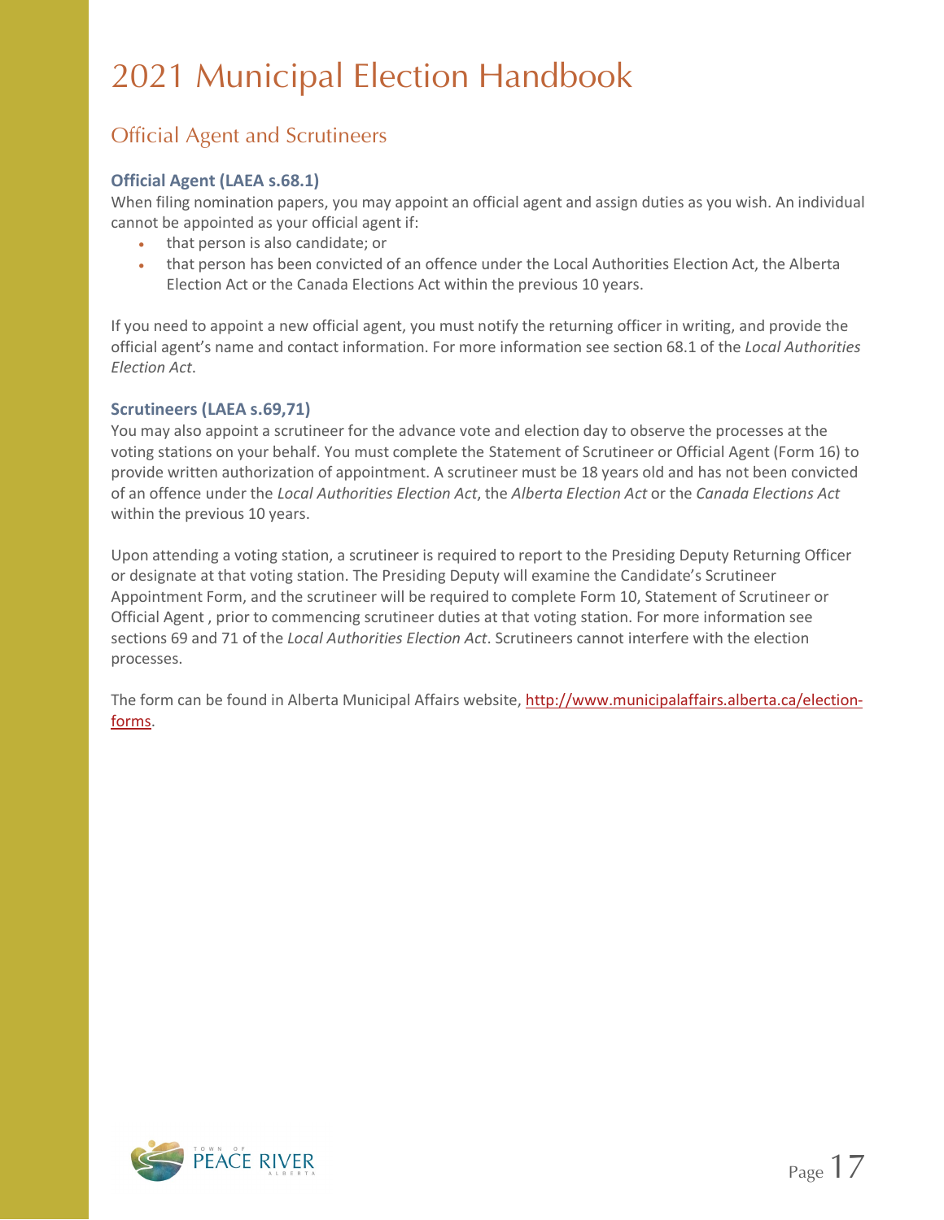# 2021 Municipal Election Handbook

## Official Agent and Scrutineers

### Official Agent (LAEA s.68.1)

When filing nomination papers, you may appoint an official agent and assign duties as you wish. An individual cannot be appointed as your official agent if:

- that person is also candidate; or
- that person has been convicted of an offence under the Local Authorities Election Act, the Alberta Election Act or the Canada Elections Act within the previous 10 years.

If you need to appoint a new official agent, you must notify the returning officer in writing, and provide the official agent's name and contact information. For more information see section 68.1 of the *Local Authorities Election Act*.

### Scrutineers (LAEA s.69,71)

You may also appoint a scrutineer for the advance vote and election day to observe the processes at the voting stations on your behalf. You must complete the Statement of Scrutineer or Official Agent (Form 16) to provide written authorization of appointment. A scrutineer must be 18 years old and has not been convicted of an offence under the *Local Authorities Election Act*, the *Alberta Election Act* or the *Canada Elections Act* within the previous 10 years.

Upon attending a voting station, a scrutineer is required to report to the Presiding Deputy Returning Officer or designate at that voting station. The Presiding Deputy will examine the Candidate's Scrutineer Appointment Form, and the scrutineer will be required to complete Form 10, Statement of Scrutineer or Official Agent , prior to commencing scrutineer duties at that voting station. For more information see sections 69 and 71 of the *Local Authorities Election Act*. Scrutineers cannot interfere with the election processes.

The form can be found in Alberta Municipal Affairs website, [http://www.municipalaffairs.alberta.ca/election-forms](http://www.municipalaffairs.alberta.ca/election-forms).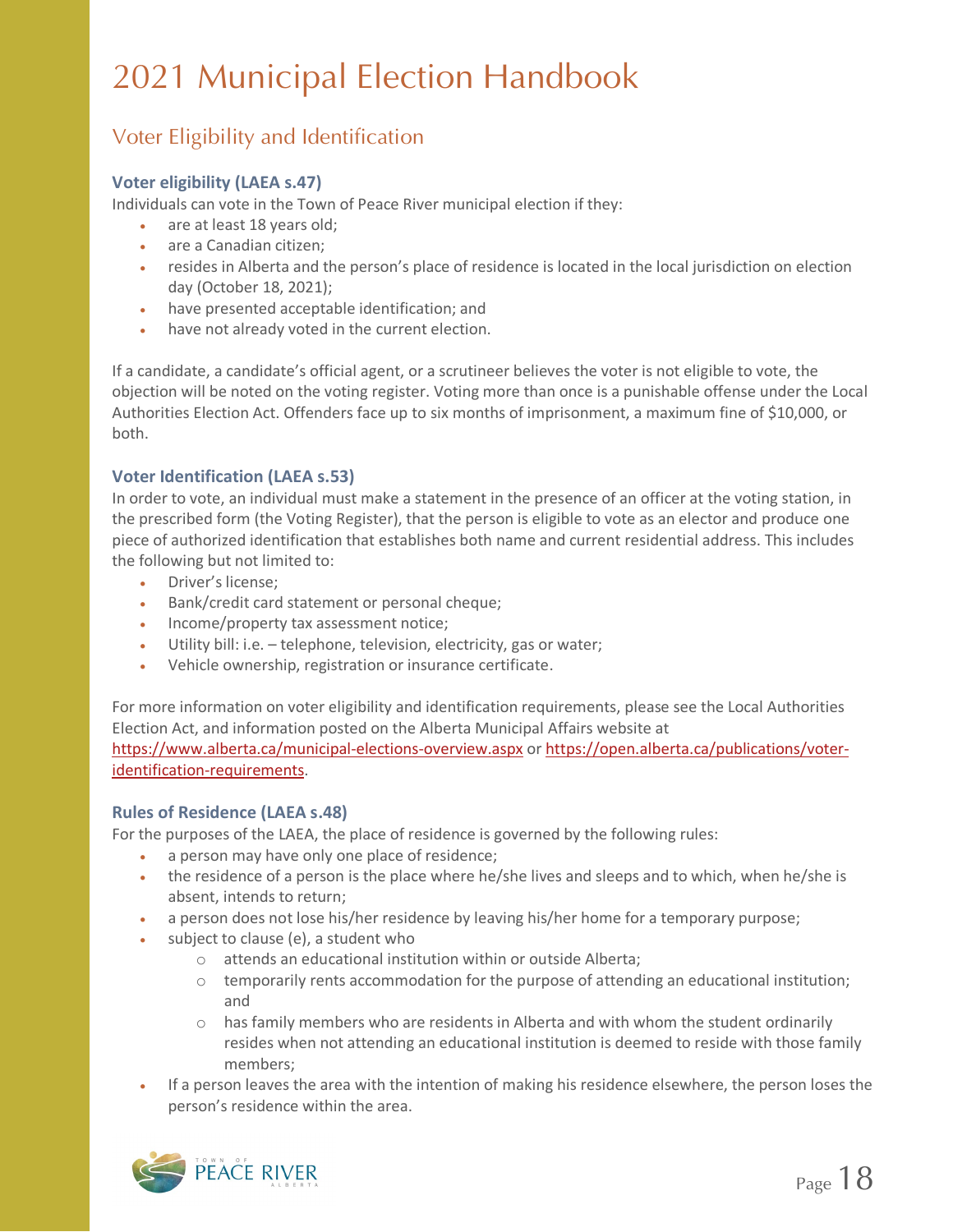# 2021 Municipal Election Handbook

## Voter Eligibility and Identification

### Voter eligibility (LAEA s.47)

Individuals can vote in the Town of Peace River municipal election if they:

- are at least 18 years old;
- are a Canadian citizen;
- resides in Alberta and the person's place of residence is located in the local jurisdiction on election day (October 18, 2021);
- have presented acceptable identification; and
- have not already voted in the current election.

If a candidate, a candidate's official agent, or a scrutineer believes the voter is not eligible to vote, the objection will be noted on the voting register. Voting more than once is a punishable offense under the Local Authorities Election Act. Offenders face up to six months of imprisonment, a maximum fine of $10,000, or both.

### Voter Identification (LAEA s.53)

In order to vote, an individual must make a statement in the presence of an officer at the voting station, in the prescribed form (the Voting Register), that the person is eligible to vote as an elector and produce one piece of authorized identification that establishes both name and current residential address. This includes the following but not limited to:

- Driver's license;
- Bank/credit card statement or personal cheque;
- Income/property tax assessment notice;
- Utility bill: i.e. – telephone, television, electricity, gas or water;
- Vehicle ownership, registration or insurance certificate.

For more information on voter eligibility and identification requirements, please see the Local Authorities Election Act, and information posted on the Alberta Municipal Affairs website at https://www.alberta.ca/municipal-elections-overview.aspx or https://open.alberta.ca/publications/voter-identification-requirements.

### Rules of Residence (LAEA s.48)

For the purposes of the LAEA, the place of residence is governed by the following rules:

- a person may have only one place of residence;
- the residence of a person is the place where he/she lives and sleeps and to which, when he/she is absent, intends to return;
- a person does not lose his/her residence by leaving his/her home for a temporary purpose;
- subject to clause (e), a student who
  - attends an educational institution within or outside Alberta;
  - temporarily rents accommodation for the purpose of attending an educational institution; and
  - has family members who are residents in Alberta and with whom the student ordinarily resides when not attending an educational institution is deemed to reside with those family members;
- If a person leaves the area with the intention of making his residence elsewhere, the person loses the person's residence within the area.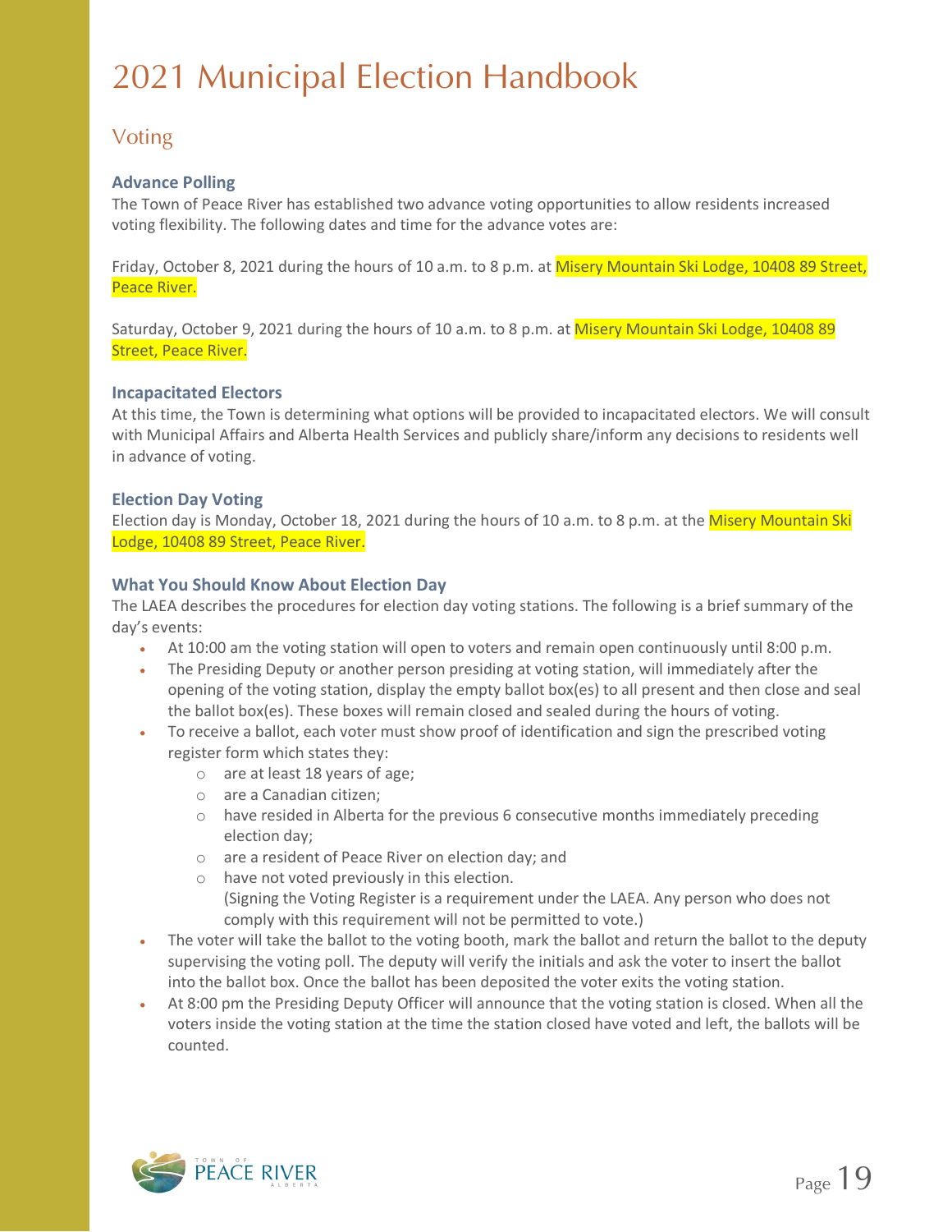# 2021 Municipal Election Handbook

## Voting

### Advance Polling

The Town of Peace River has established two advance voting opportunities to allow residents increased voting flexibility. The following dates and time for the advance votes are:

Friday, October 8, 2021 during the hours of 10 a.m. to 8 p.m. at Misery Mountain Ski Lodge, 10408 89 Street, Peace River.

Saturday, October 9, 2021 during the hours of 10 a.m. to 8 p.m. at Misery Mountain Ski Lodge, 10408 89 Street, Peace River.

### Incapacitated Electors

At this time, the Town is determining what options will be provided to incapacitated electors. We will consult with Municipal Affairs and Alberta Health Services and publicly share/inform any decisions to residents well in advance of voting.

### Election Day Voting

Election day is Monday, October 18, 2021 during the hours of 10 a.m. to 8 p.m. at the Misery Mountain Ski Lodge, 10408 89 Street, Peace River.

### What You Should Know About Election Day

The LAEA describes the procedures for election day voting stations. The following is a brief summary of the day's events:

- At 10:00 am the voting station will open to voters and remain open continuously until 8:00 p.m.
- The Presiding Deputy or another person presiding at voting station, will immediately after the opening of the voting station, display the empty ballot box(es) to all present and then close and seal the ballot box(es). These boxes will remain closed and sealed during the hours of voting.
- To receive a ballot, each voter must show proof of identification and sign the prescribed voting register form which states they:
  - are at least 18 years of age;
  - are a Canadian citizen;
  - have resided in Alberta for the previous 6 consecutive months immediately preceding election day;
  - are a resident of Peace River on election day; and
  - have not voted previously in this election.
    (Signing the Voting Register is a requirement under the LAEA. Any person who does not comply with this requirement will not be permitted to vote.)
- The voter will take the ballot to the voting booth, mark the ballot and return the ballot to the deputy supervising the voting poll. The deputy will verify the initials and ask the voter to insert the ballot into the ballot box. Once the ballot has been deposited the voter exits the voting station.
- At 8:00 pm the Presiding Deputy Officer will announce that the voting station is closed. When all the voters inside the voting station at the time the station closed have voted and left, the ballots will be counted.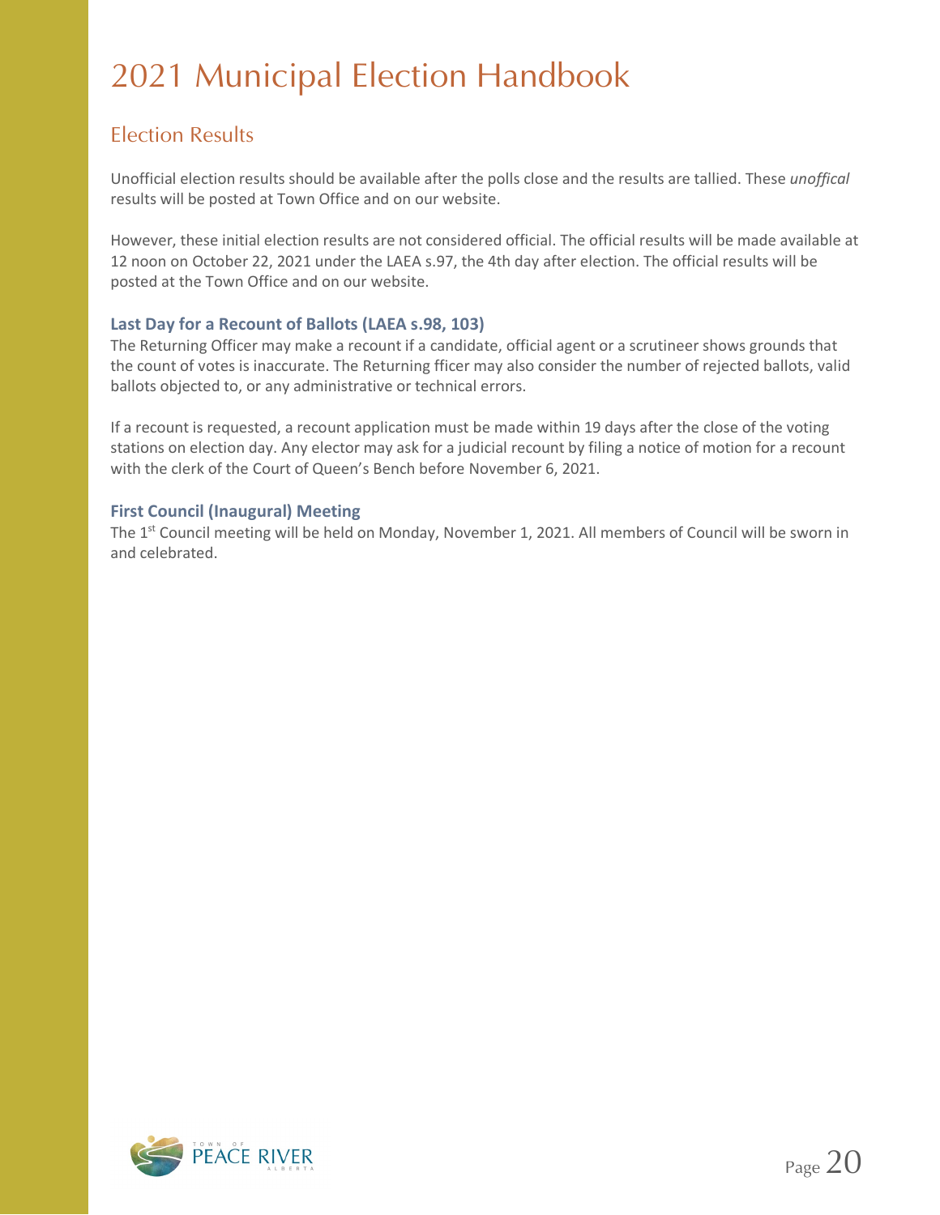# 2021 Municipal Election Handbook

## Election Results

Unofficial election results should be available after the polls close and the results are tallied. These *unoffical* results will be posted at Town Office and on our website.

However, these initial election results are not considered official. The official results will be made available at 12 noon on October 22, 2021 under the LAEA s.97, the 4th day after election. The official results will be posted at the Town Office and on our website.

### Last Day for a Recount of Ballots (LAEA s.98, 103)

The Returning Officer may make a recount if a candidate, official agent or a scrutineer shows grounds that the count of votes is inaccurate. The Returning fficer may also consider the number of rejected ballots, valid ballots objected to, or any administrative or technical errors.

If a recount is requested, a recount application must be made within 19 days after the close of the voting stations on election day. Any elector may ask for a judicial recount by filing a notice of motion for a recount with the clerk of the Court of Queen's Bench before November 6, 2021.

### First Council (Inaugural) Meeting

The 1st Council meeting will be held on Monday, November 1, 2021. All members of Council will be sworn in and celebrated.